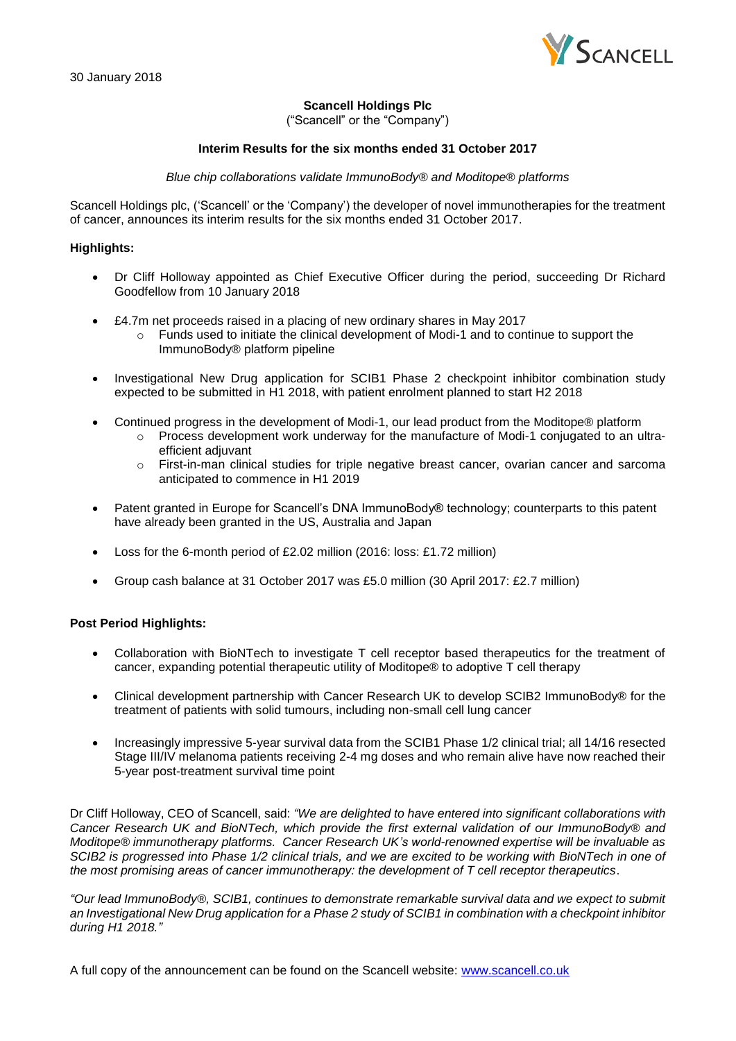30 January 2018

**Scancell Holdings Plc**

("Scancell" or the "Company")

**Interim Results for the six months ended 31 October 2017**

*Blue chip collaborations validate ImmunoBody® and Moditope® platforms*

Scancell Holdings plc, ('Scancell' or the 'Company') the developer of novel immunotherapies for the treatment of cancer, announces its interim results for the six months ended 31 October 2017.

**Highlights:**

- Dr Cliff Holloway appointed as Chief Executive Officer during the period, succeeding Dr Richard Goodfellow from 10 January 2018
- £4.7m net proceeds raised in a placing of new ordinary shares in May 2017
  - Funds used to initiate the clinical development of Modi-1 and to continue to support the ImmunoBody® platform pipeline
- Investigational New Drug application for SCIB1 Phase 2 checkpoint inhibitor combination study expected to be submitted in H1 2018, with patient enrolment planned to start H2 2018
- Continued progress in the development of Modi-1, our lead product from the Moditope® platform
  - Process development work underway for the manufacture of Modi-1 conjugated to an ultra-efficient adjuvant
  - First-in-man clinical studies for triple negative breast cancer, ovarian cancer and sarcoma anticipated to commence in H1 2019
- Patent granted in Europe for Scancell's DNA ImmunoBody® technology; counterparts to this patent have already been granted in the US, Australia and Japan
- Loss for the 6-month period of £2.02 million (2016: loss: £1.72 million)
- Group cash balance at 31 October 2017 was £5.0 million (30 April 2017: £2.7 million)

**Post Period Highlights:**

- Collaboration with BioNTech to investigate T cell receptor based therapeutics for the treatment of cancer, expanding potential therapeutic utility of Moditope® to adoptive T cell therapy
- Clinical development partnership with Cancer Research UK to develop SCIB2 ImmunoBody® for the treatment of patients with solid tumours, including non-small cell lung cancer
- Increasingly impressive 5-year survival data from the SCIB1 Phase 1/2 clinical trial; all 14/16 resected Stage III/IV melanoma patients receiving 2-4 mg doses and who remain alive have now reached their 5-year post-treatment survival time point

Dr Cliff Holloway, CEO of Scancell, said: *"We are delighted to have entered into significant collaborations with Cancer Research UK and BioNTech, which provide the first external validation of our ImmunoBody® and Moditope® immunotherapy platforms. Cancer Research UK's world-renowned expertise will be invaluable as SCIB2 is progressed into Phase 1/2 clinical trials, and we are excited to be working with BioNTech in one of the most promising areas of cancer immunotherapy: the development of T cell receptor therapeutics*.

*"Our lead ImmunoBody®, SCIB1, continues to demonstrate remarkable survival data and we expect to submit an Investigational New Drug application for a Phase 2 study of SCIB1 in combination with a checkpoint inhibitor during H1 2018."*

A full copy of the announcement can be found on the Scancell website: www.scancell.co.uk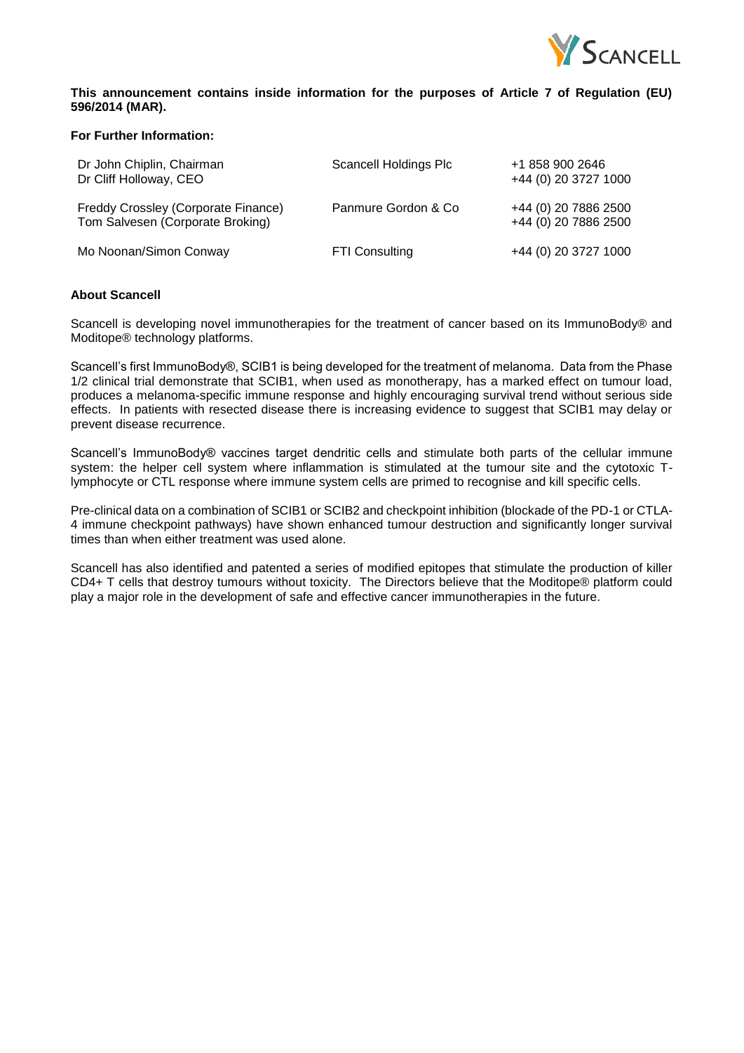**This announcement contains inside information for the purposes of Article 7 of Regulation (EU) 596/2014 (MAR).**

**For Further Information:**

| | | |
|---|---|---|
| Dr John Chiplin, Chairman<br>Dr Cliff Holloway, CEO | Scancell Holdings Plc | +1 858 900 2646<br>+44 (0) 20 3727 1000 |
| Freddy Crossley (Corporate Finance)<br>Tom Salvesen (Corporate Broking) | Panmure Gordon & Co | +44 (0) 20 7886 2500<br>+44 (0) 20 7886 2500 |
| Mo Noonan/Simon Conway | FTI Consulting | +44 (0) 20 3727 1000 |

**About Scancell**

Scancell is developing novel immunotherapies for the treatment of cancer based on its ImmunoBody® and Moditope® technology platforms.

Scancell's first ImmunoBody®, SCIB1 is being developed for the treatment of melanoma. Data from the Phase 1/2 clinical trial demonstrate that SCIB1, when used as monotherapy, has a marked effect on tumour load, produces a melanoma-specific immune response and highly encouraging survival trend without serious side effects. In patients with resected disease there is increasing evidence to suggest that SCIB1 may delay or prevent disease recurrence.

Scancell's ImmunoBody® vaccines target dendritic cells and stimulate both parts of the cellular immune system: the helper cell system where inflammation is stimulated at the tumour site and the cytotoxic T-lymphocyte or CTL response where immune system cells are primed to recognise and kill specific cells.

Pre-clinical data on a combination of SCIB1 or SCIB2 and checkpoint inhibition (blockade of the PD-1 or CTLA-4 immune checkpoint pathways) have shown enhanced tumour destruction and significantly longer survival times than when either treatment was used alone.

Scancell has also identified and patented a series of modified epitopes that stimulate the production of killer CD4+ T cells that destroy tumours without toxicity. The Directors believe that the Moditope® platform could play a major role in the development of safe and effective cancer immunotherapies in the future.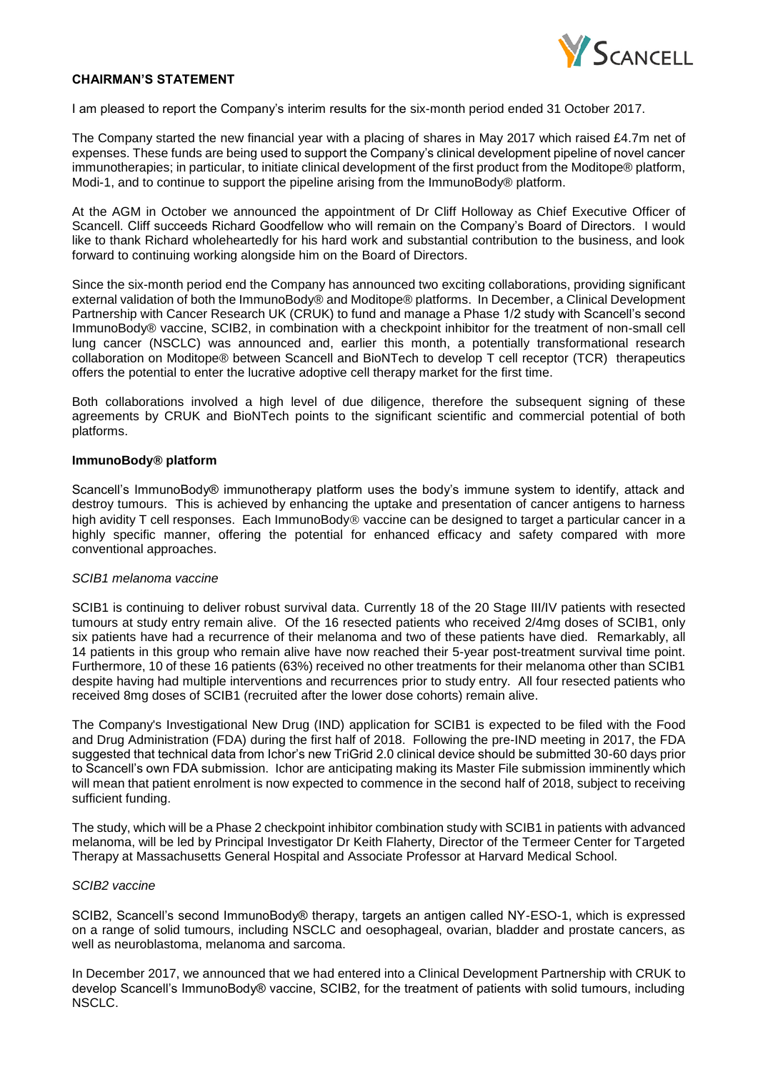## CHAIRMAN'S STATEMENT

I am pleased to report the Company's interim results for the six-month period ended 31 October 2017.

The Company started the new financial year with a placing of shares in May 2017 which raised £4.7m net of expenses. These funds are being used to support the Company's clinical development pipeline of novel cancer immunotherapies; in particular, to initiate clinical development of the first product from the Moditope® platform, Modi-1, and to continue to support the pipeline arising from the ImmunoBody® platform.

At the AGM in October we announced the appointment of Dr Cliff Holloway as Chief Executive Officer of Scancell. Cliff succeeds Richard Goodfellow who will remain on the Company's Board of Directors. I would like to thank Richard wholeheartedly for his hard work and substantial contribution to the business, and look forward to continuing working alongside him on the Board of Directors.

Since the six-month period end the Company has announced two exciting collaborations, providing significant external validation of both the ImmunoBody® and Moditope® platforms. In December, a Clinical Development Partnership with Cancer Research UK (CRUK) to fund and manage a Phase 1/2 study with Scancell's second ImmunoBody® vaccine, SCIB2, in combination with a checkpoint inhibitor for the treatment of non-small cell lung cancer (NSCLC) was announced and, earlier this month, a potentially transformational research collaboration on Moditope® between Scancell and BioNTech to develop T cell receptor (TCR) therapeutics offers the potential to enter the lucrative adoptive cell therapy market for the first time.

Both collaborations involved a high level of due diligence, therefore the subsequent signing of these agreements by CRUK and BioNTech points to the significant scientific and commercial potential of both platforms.

### ImmunoBody® platform

Scancell's ImmunoBody® immunotherapy platform uses the body's immune system to identify, attack and destroy tumours. This is achieved by enhancing the uptake and presentation of cancer antigens to harness high avidity T cell responses. Each ImmunoBody® vaccine can be designed to target a particular cancer in a highly specific manner, offering the potential for enhanced efficacy and safety compared with more conventional approaches.

*SCIB1 melanoma vaccine*

SCIB1 is continuing to deliver robust survival data. Currently 18 of the 20 Stage III/IV patients with resected tumours at study entry remain alive. Of the 16 resected patients who received 2/4mg doses of SCIB1, only six patients have had a recurrence of their melanoma and two of these patients have died. Remarkably, all 14 patients in this group who remain alive have now reached their 5-year post-treatment survival time point. Furthermore, 10 of these 16 patients (63%) received no other treatments for their melanoma other than SCIB1 despite having had multiple interventions and recurrences prior to study entry. All four resected patients who received 8mg doses of SCIB1 (recruited after the lower dose cohorts) remain alive.

The Company's Investigational New Drug (IND) application for SCIB1 is expected to be filed with the Food and Drug Administration (FDA) during the first half of 2018. Following the pre-IND meeting in 2017, the FDA suggested that technical data from Ichor's new TriGrid 2.0 clinical device should be submitted 30-60 days prior to Scancell's own FDA submission. Ichor are anticipating making its Master File submission imminently which will mean that patient enrolment is now expected to commence in the second half of 2018, subject to receiving sufficient funding.

The study, which will be a Phase 2 checkpoint inhibitor combination study with SCIB1 in patients with advanced melanoma, will be led by Principal Investigator Dr Keith Flaherty, Director of the Termeer Center for Targeted Therapy at Massachusetts General Hospital and Associate Professor at Harvard Medical School.

*SCIB2 vaccine*

SCIB2, Scancell's second ImmunoBody® therapy, targets an antigen called NY-ESO-1, which is expressed on a range of solid tumours, including NSCLC and oesophageal, ovarian, bladder and prostate cancers, as well as neuroblastoma, melanoma and sarcoma.

In December 2017, we announced that we had entered into a Clinical Development Partnership with CRUK to develop Scancell's ImmunoBody® vaccine, SCIB2, for the treatment of patients with solid tumours, including NSCLC.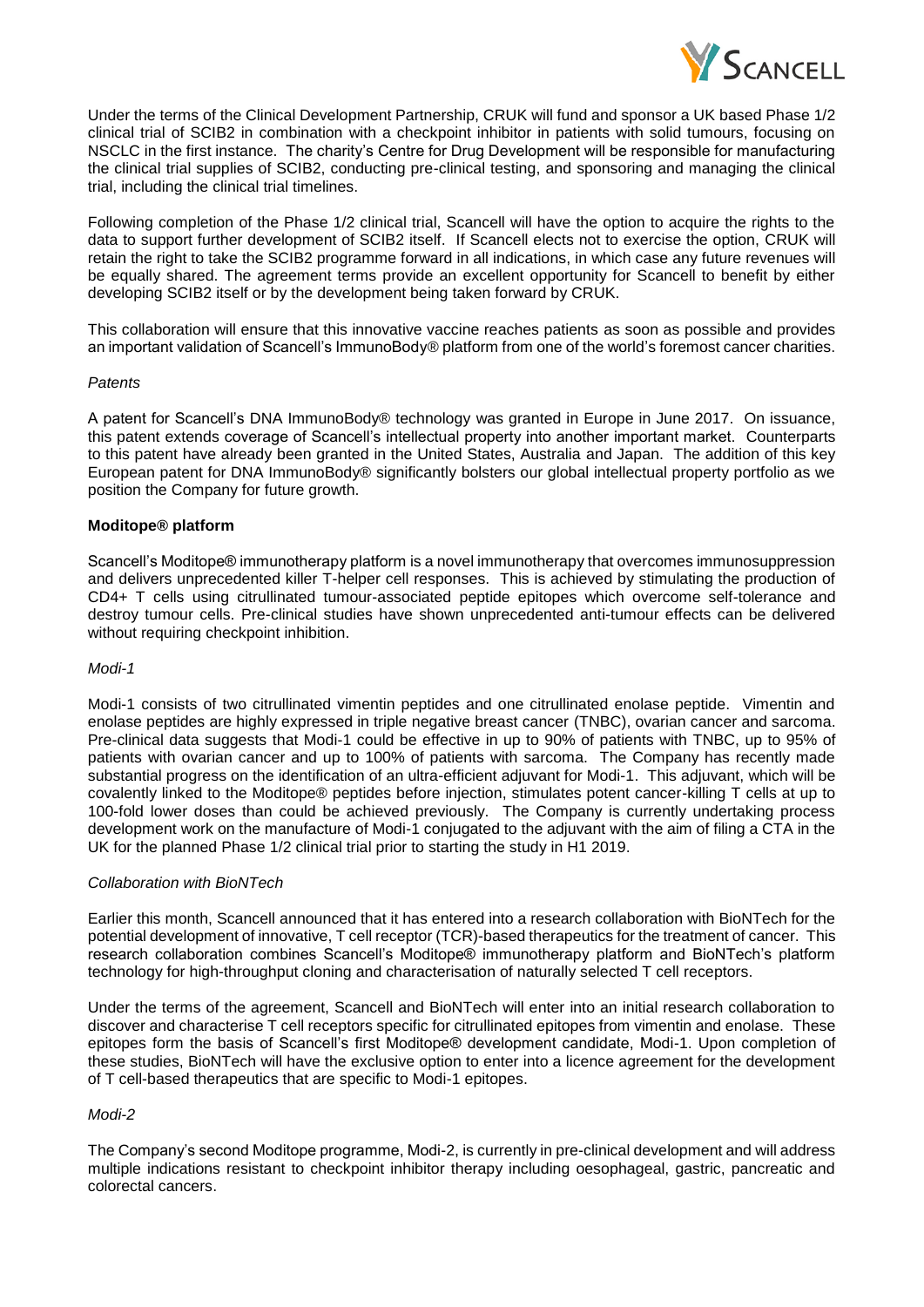Under the terms of the Clinical Development Partnership, CRUK will fund and sponsor a UK based Phase 1/2 clinical trial of SCIB2 in combination with a checkpoint inhibitor in patients with solid tumours, focusing on NSCLC in the first instance. The charity's Centre for Drug Development will be responsible for manufacturing the clinical trial supplies of SCIB2, conducting pre-clinical testing, and sponsoring and managing the clinical trial, including the clinical trial timelines.

Following completion of the Phase 1/2 clinical trial, Scancell will have the option to acquire the rights to the data to support further development of SCIB2 itself. If Scancell elects not to exercise the option, CRUK will retain the right to take the SCIB2 programme forward in all indications, in which case any future revenues will be equally shared. The agreement terms provide an excellent opportunity for Scancell to benefit by either developing SCIB2 itself or by the development being taken forward by CRUK.

This collaboration will ensure that this innovative vaccine reaches patients as soon as possible and provides an important validation of Scancell's ImmunoBody® platform from one of the world's foremost cancer charities.

*Patents*

A patent for Scancell's DNA ImmunoBody® technology was granted in Europe in June 2017. On issuance, this patent extends coverage of Scancell's intellectual property into another important market. Counterparts to this patent have already been granted in the United States, Australia and Japan. The addition of this key European patent for DNA ImmunoBody® significantly bolsters our global intellectual property portfolio as we position the Company for future growth.

**Moditope® platform**

Scancell's Moditope® immunotherapy platform is a novel immunotherapy that overcomes immunosuppression and delivers unprecedented killer T-helper cell responses. This is achieved by stimulating the production of CD4+ T cells using citrullinated tumour-associated peptide epitopes which overcome self-tolerance and destroy tumour cells. Pre-clinical studies have shown unprecedented anti-tumour effects can be delivered without requiring checkpoint inhibition.

*Modi-1*

Modi-1 consists of two citrullinated vimentin peptides and one citrullinated enolase peptide. Vimentin and enolase peptides are highly expressed in triple negative breast cancer (TNBC), ovarian cancer and sarcoma. Pre-clinical data suggests that Modi-1 could be effective in up to 90% of patients with TNBC, up to 95% of patients with ovarian cancer and up to 100% of patients with sarcoma. The Company has recently made substantial progress on the identification of an ultra-efficient adjuvant for Modi-1. This adjuvant, which will be covalently linked to the Moditope® peptides before injection, stimulates potent cancer-killing T cells at up to 100-fold lower doses than could be achieved previously. The Company is currently undertaking process development work on the manufacture of Modi-1 conjugated to the adjuvant with the aim of filing a CTA in the UK for the planned Phase 1/2 clinical trial prior to starting the study in H1 2019.

*Collaboration with BioNTech*

Earlier this month, Scancell announced that it has entered into a research collaboration with BioNTech for the potential development of innovative, T cell receptor (TCR)-based therapeutics for the treatment of cancer. This research collaboration combines Scancell's Moditope® immunotherapy platform and BioNTech's platform technology for high-throughput cloning and characterisation of naturally selected T cell receptors.

Under the terms of the agreement, Scancell and BioNTech will enter into an initial research collaboration to discover and characterise T cell receptors specific for citrullinated epitopes from vimentin and enolase. These epitopes form the basis of Scancell's first Moditope® development candidate, Modi-1. Upon completion of these studies, BioNTech will have the exclusive option to enter into a licence agreement for the development of T cell-based therapeutics that are specific to Modi-1 epitopes.

*Modi-2*

The Company's second Moditope programme, Modi-2, is currently in pre-clinical development and will address multiple indications resistant to checkpoint inhibitor therapy including oesophageal, gastric, pancreatic and colorectal cancers.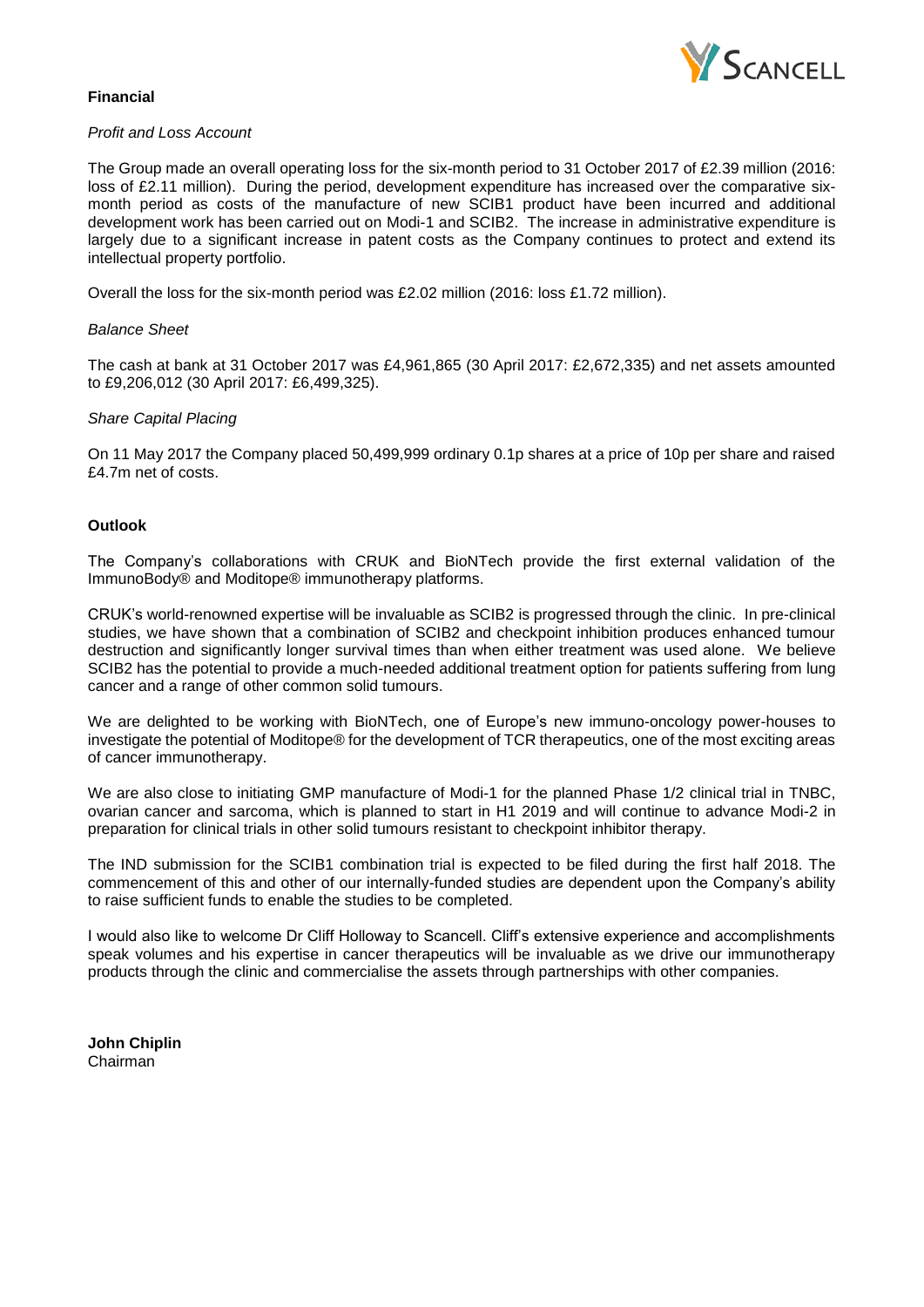## Financial

*Profit and Loss Account*

The Group made an overall operating loss for the six-month period to 31 October 2017 of £2.39 million (2016: loss of £2.11 million). During the period, development expenditure has increased over the comparative six-month period as costs of the manufacture of new SCIB1 product have been incurred and additional development work has been carried out on Modi-1 and SCIB2. The increase in administrative expenditure is largely due to a significant increase in patent costs as the Company continues to protect and extend its intellectual property portfolio.

Overall the loss for the six-month period was £2.02 million (2016: loss £1.72 million).

*Balance Sheet*

The cash at bank at 31 October 2017 was £4,961,865 (30 April 2017: £2,672,335) and net assets amounted to £9,206,012 (30 April 2017: £6,499,325).

*Share Capital Placing*

On 11 May 2017 the Company placed 50,499,999 ordinary 0.1p shares at a price of 10p per share and raised £4.7m net of costs.

## Outlook

The Company's collaborations with CRUK and BioNTech provide the first external validation of the ImmunoBody® and Moditope® immunotherapy platforms.

CRUK's world-renowned expertise will be invaluable as SCIB2 is progressed through the clinic. In pre-clinical studies, we have shown that a combination of SCIB2 and checkpoint inhibition produces enhanced tumour destruction and significantly longer survival times than when either treatment was used alone. We believe SCIB2 has the potential to provide a much-needed additional treatment option for patients suffering from lung cancer and a range of other common solid tumours.

We are delighted to be working with BioNTech, one of Europe's new immuno-oncology power-houses to investigate the potential of Moditope® for the development of TCR therapeutics, one of the most exciting areas of cancer immunotherapy.

We are also close to initiating GMP manufacture of Modi-1 for the planned Phase 1/2 clinical trial in TNBC, ovarian cancer and sarcoma, which is planned to start in H1 2019 and will continue to advance Modi-2 in preparation for clinical trials in other solid tumours resistant to checkpoint inhibitor therapy.

The IND submission for the SCIB1 combination trial is expected to be filed during the first half 2018. The commencement of this and other of our internally-funded studies are dependent upon the Company's ability to raise sufficient funds to enable the studies to be completed.

I would also like to welcome Dr Cliff Holloway to Scancell. Cliff's extensive experience and accomplishments speak volumes and his expertise in cancer therapeutics will be invaluable as we drive our immunotherapy products through the clinic and commercialise the assets through partnerships with other companies.

**John Chiplin**
Chairman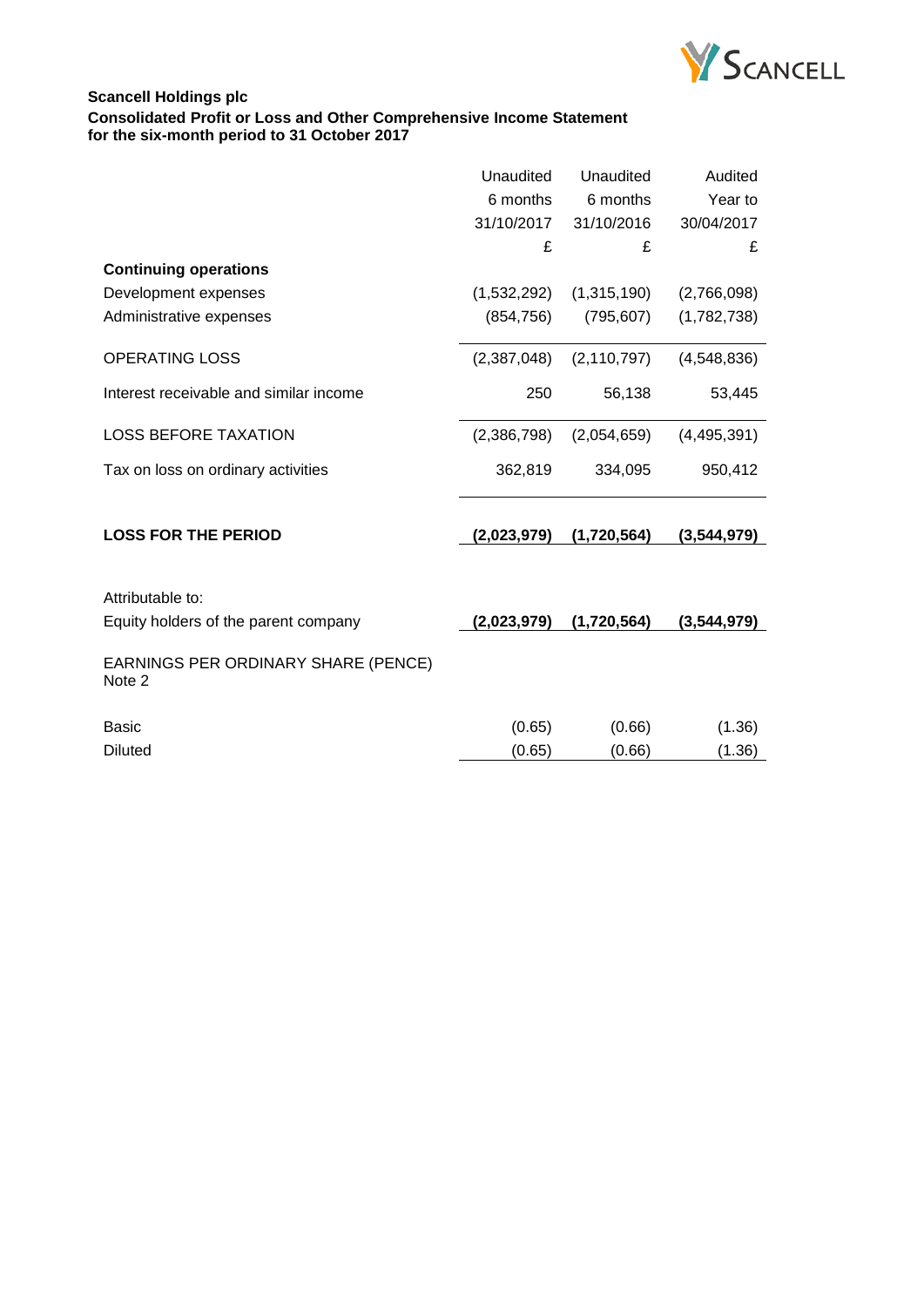**Scancell Holdings plc**
**Consolidated Profit or Loss and Other Comprehensive Income Statement**
**for the six-month period to 31 October 2017**

| | Unaudited 6 months 31/10/2017 £ | Unaudited 6 months 31/10/2016 £ | Audited Year to 30/04/2017 £ |
|---|---|---|---|
| **Continuing operations** | | | |
| Development expenses | (1,532,292) | (1,315,190) | (2,766,098) |
| Administrative expenses | (854,756) | (795,607) | (1,782,738) |
| OPERATING LOSS | (2,387,048) | (2,110,797) | (4,548,836) |
| Interest receivable and similar income | 250 | 56,138 | 53,445 |
| LOSS BEFORE TAXATION | (2,386,798) | (2,054,659) | (4,495,391) |
| Tax on loss on ordinary activities | 362,819 | 334,095 | 950,412 |
| **LOSS FOR THE PERIOD** | **(2,023,979)** | **(1,720,564)** | **(3,544,979)** |
| Attributable to: | | | |
| Equity holders of the parent company | **(2,023,979)** | **(1,720,564)** | **(3,544,979)** |
| EARNINGS PER ORDINARY SHARE (PENCE) Note 2 | | | |
| Basic | (0.65) | (0.66) | (1.36) |
| Diluted | (0.65) | (0.66) | (1.36) |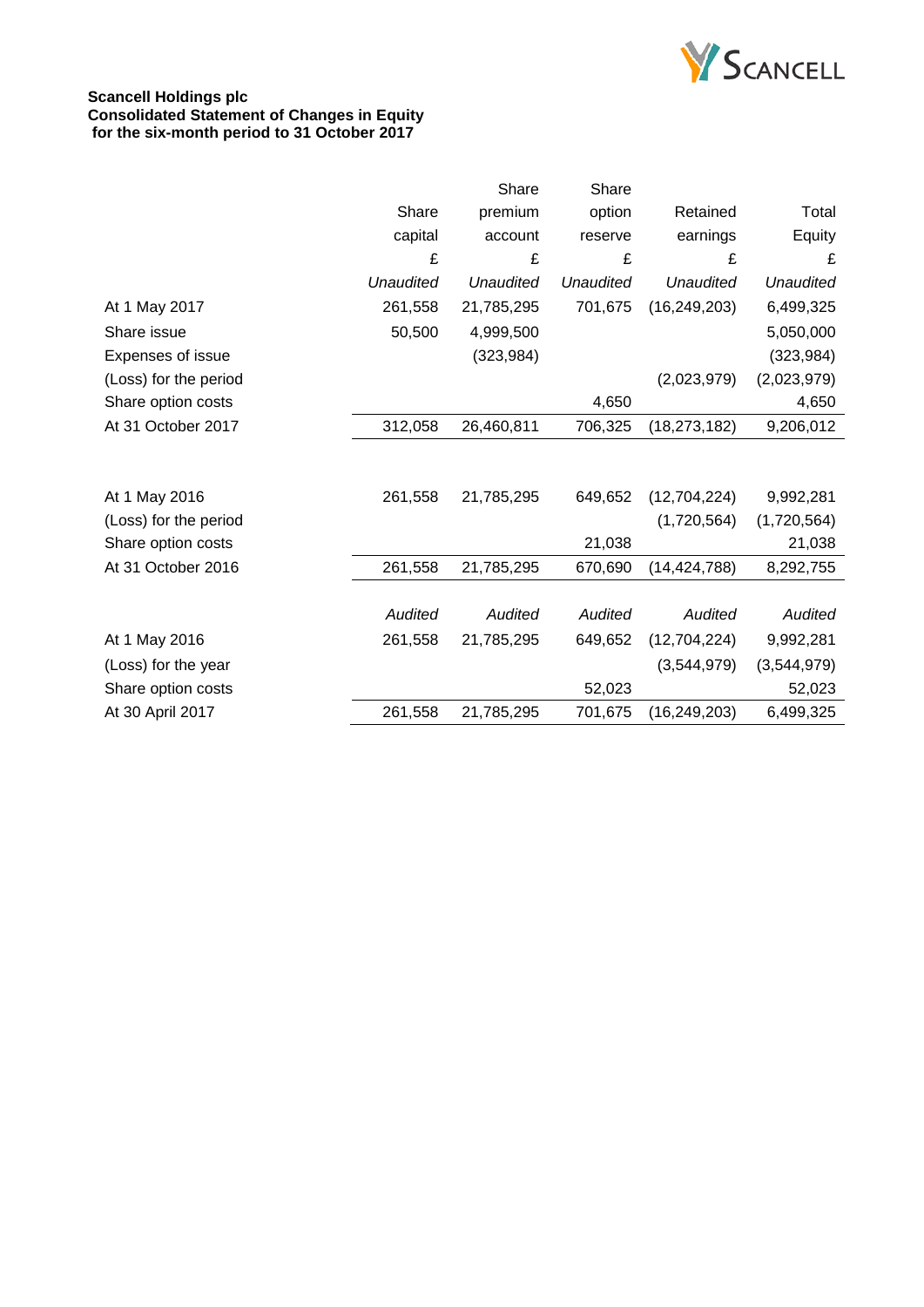**Scancell Holdings plc**
**Consolidated Statement of Changes in Equity**
**for the six-month period to 31 October 2017**

| | Share capital | Share premium account | Share option reserve | Retained earnings | Total Equity |
|---|---|---|---|---|---|
| | £ | £ | £ | £ | £ |
| | *Unaudited* | *Unaudited* | *Unaudited* | *Unaudited* | *Unaudited* |
| At 1 May 2017 | 261,558 | 21,785,295 | 701,675 | (16,249,203) | 6,499,325 |
| Share issue | 50,500 | 4,999,500 | | | 5,050,000 |
| Expenses of issue | | (323,984) | | | (323,984) |
| (Loss) for the period | | | | (2,023,979) | (2,023,979) |
| Share option costs | | | 4,650 | | 4,650 |
| At 31 October 2017 | 312,058 | 26,460,811 | 706,325 | (18,273,182) | 9,206,012 |
| | | | | | |
| At 1 May 2016 | 261,558 | 21,785,295 | 649,652 | (12,704,224) | 9,992,281 |
| (Loss) for the period | | | | (1,720,564) | (1,720,564) |
| Share option costs | | | 21,038 | | 21,038 |
| At 31 October 2016 | 261,558 | 21,785,295 | 670,690 | (14,424,788) | 8,292,755 |
| | | | | | |
| | *Audited* | *Audited* | *Audited* | *Audited* | *Audited* |
| At 1 May 2016 | 261,558 | 21,785,295 | 649,652 | (12,704,224) | 9,992,281 |
| (Loss) for the year | | | | (3,544,979) | (3,544,979) |
| Share option costs | | | 52,023 | | 52,023 |
| At 30 April 2017 | 261,558 | 21,785,295 | 701,675 | (16,249,203) | 6,499,325 |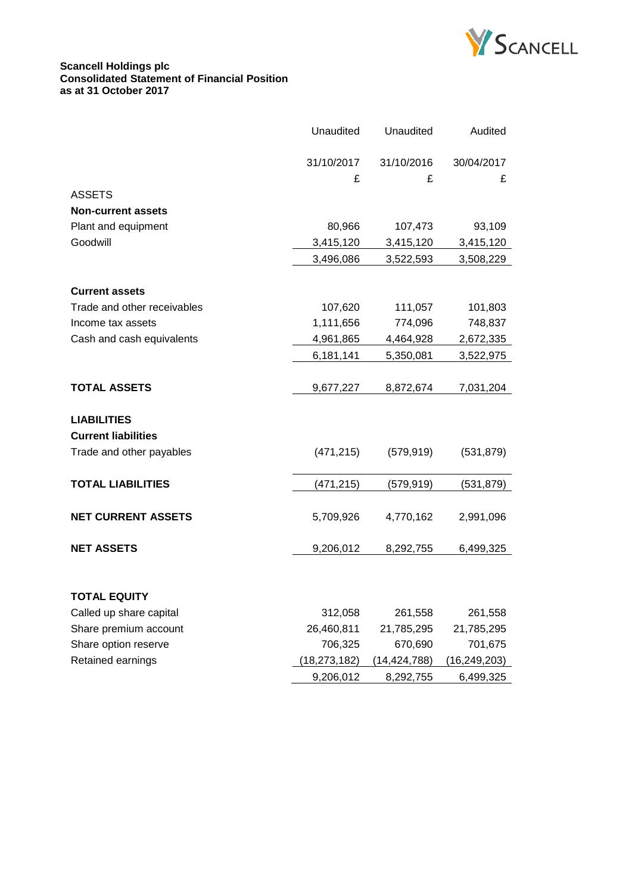**Scancell Holdings plc**
**Consolidated Statement of Financial Position**
**as at 31 October 2017**

| | Unaudited | Unaudited | Audited |
|---|---|---|---|
| | 31/10/2017 | 31/10/2016 | 30/04/2017 |
| | £ | £ | £ |
| ASSETS | | | |
| **Non-current assets** | | | |
| Plant and equipment | 80,966 | 107,473 | 93,109 |
| Goodwill | 3,415,120 | 3,415,120 | 3,415,120 |
| | 3,496,086 | 3,522,593 | 3,508,229 |
| **Current assets** | | | |
| Trade and other receivables | 107,620 | 111,057 | 101,803 |
| Income tax assets | 1,111,656 | 774,096 | 748,837 |
| Cash and cash equivalents | 4,961,865 | 4,464,928 | 2,672,335 |
| | 6,181,141 | 5,350,081 | 3,522,975 |
| **TOTAL ASSETS** | 9,677,227 | 8,872,674 | 7,031,204 |
| **LIABILITIES** | | | |
| **Current liabilities** | | | |
| Trade and other payables | (471,215) | (579,919) | (531,879) |
| **TOTAL LIABILITIES** | (471,215) | (579,919) | (531,879) |
| **NET CURRENT ASSETS** | 5,709,926 | 4,770,162 | 2,991,096 |
| **NET ASSETS** | 9,206,012 | 8,292,755 | 6,499,325 |
| **TOTAL EQUITY** | | | |
| Called up share capital | 312,058 | 261,558 | 261,558 |
| Share premium account | 26,460,811 | 21,785,295 | 21,785,295 |
| Share option reserve | 706,325 | 670,690 | 701,675 |
| Retained earnings | (18,273,182) | (14,424,788) | (16,249,203) |
| | 9,206,012 | 8,292,755 | 6,499,325 |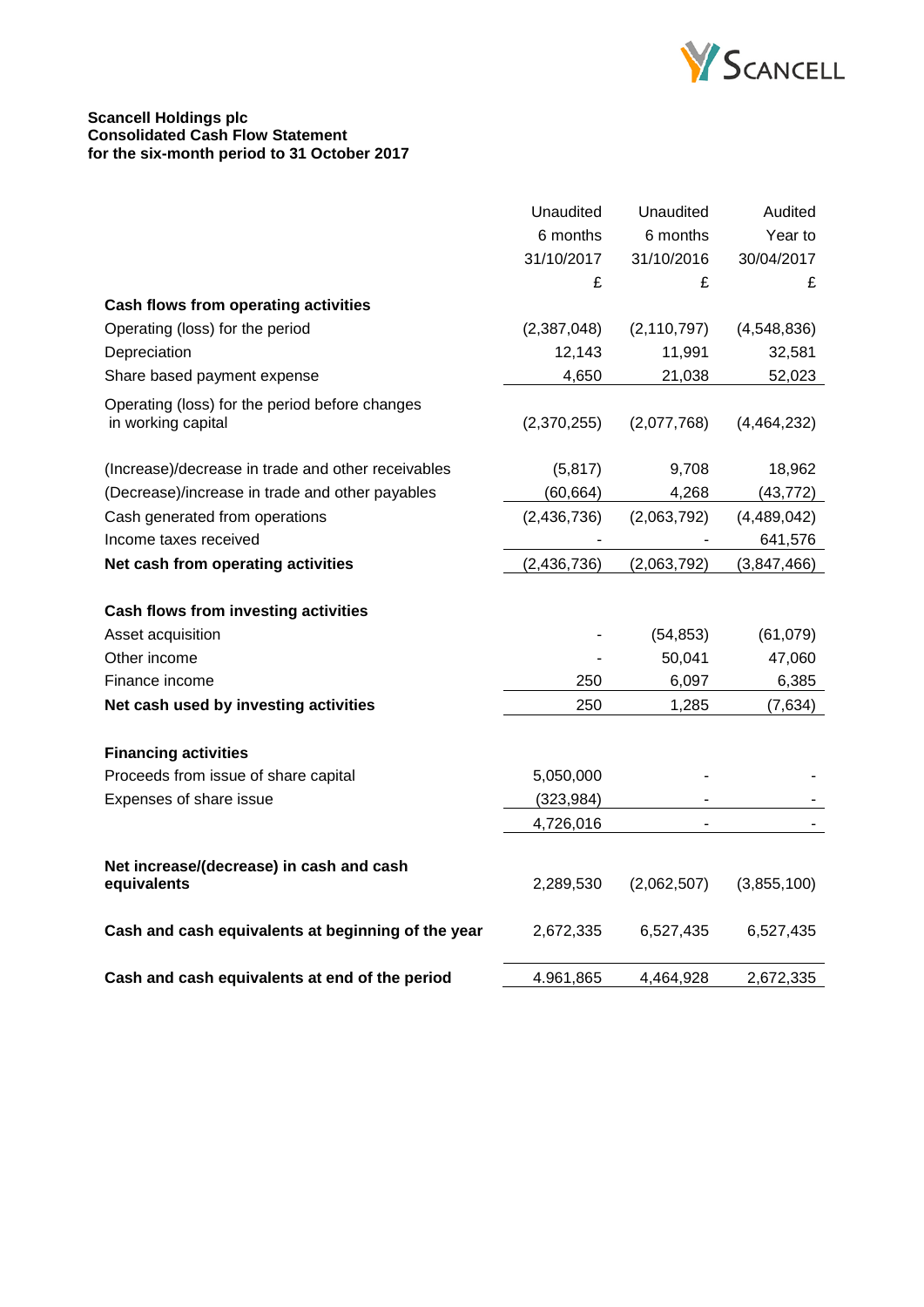**Scancell Holdings plc**
**Consolidated Cash Flow Statement**
**for the six-month period to 31 October 2017**

| | Unaudited 6 months 31/10/2017 £ | Unaudited 6 months 31/10/2016 £ | Audited Year to 30/04/2017 £ |
|---|---|---|---|
| **Cash flows from operating activities** | | | |
| Operating (loss) for the period | (2,387,048) | (2,110,797) | (4,548,836) |
| Depreciation | 12,143 | 11,991 | 32,581 |
| Share based payment expense | 4,650 | 21,038 | 52,023 |
| Operating (loss) for the period before changes in working capital | (2,370,255) | (2,077,768) | (4,464,232) |
| (Increase)/decrease in trade and other receivables | (5,817) | 9,708 | 18,962 |
| (Decrease)/increase in trade and other payables | (60,664) | 4,268 | (43,772) |
| Cash generated from operations | (2,436,736) | (2,063,792) | (4,489,042) |
| Income taxes received | - | - | 641,576 |
| **Net cash from operating activities** | (2,436,736) | (2,063,792) | (3,847,466) |
| **Cash flows from investing activities** | | | |
| Asset acquisition | - | (54,853) | (61,079) |
| Other income | - | 50,041 | 47,060 |
| Finance income | 250 | 6,097 | 6,385 |
| **Net cash used by investing activities** | 250 | 1,285 | (7,634) |
| **Financing activities** | | | |
| Proceeds from issue of share capital | 5,050,000 | - | - |
| Expenses of share issue | (323,984) | - | - |
| | 4,726,016 | - | - |
| **Net increase/(decrease) in cash and cash equivalents** | 2,289,530 | (2,062,507) | (3,855,100) |
| **Cash and cash equivalents at beginning of the year** | 2,672,335 | 6,527,435 | 6,527,435 |
| **Cash and cash equivalents at end of the period** | 4.961,865 | 4,464,928 | 2,672,335 |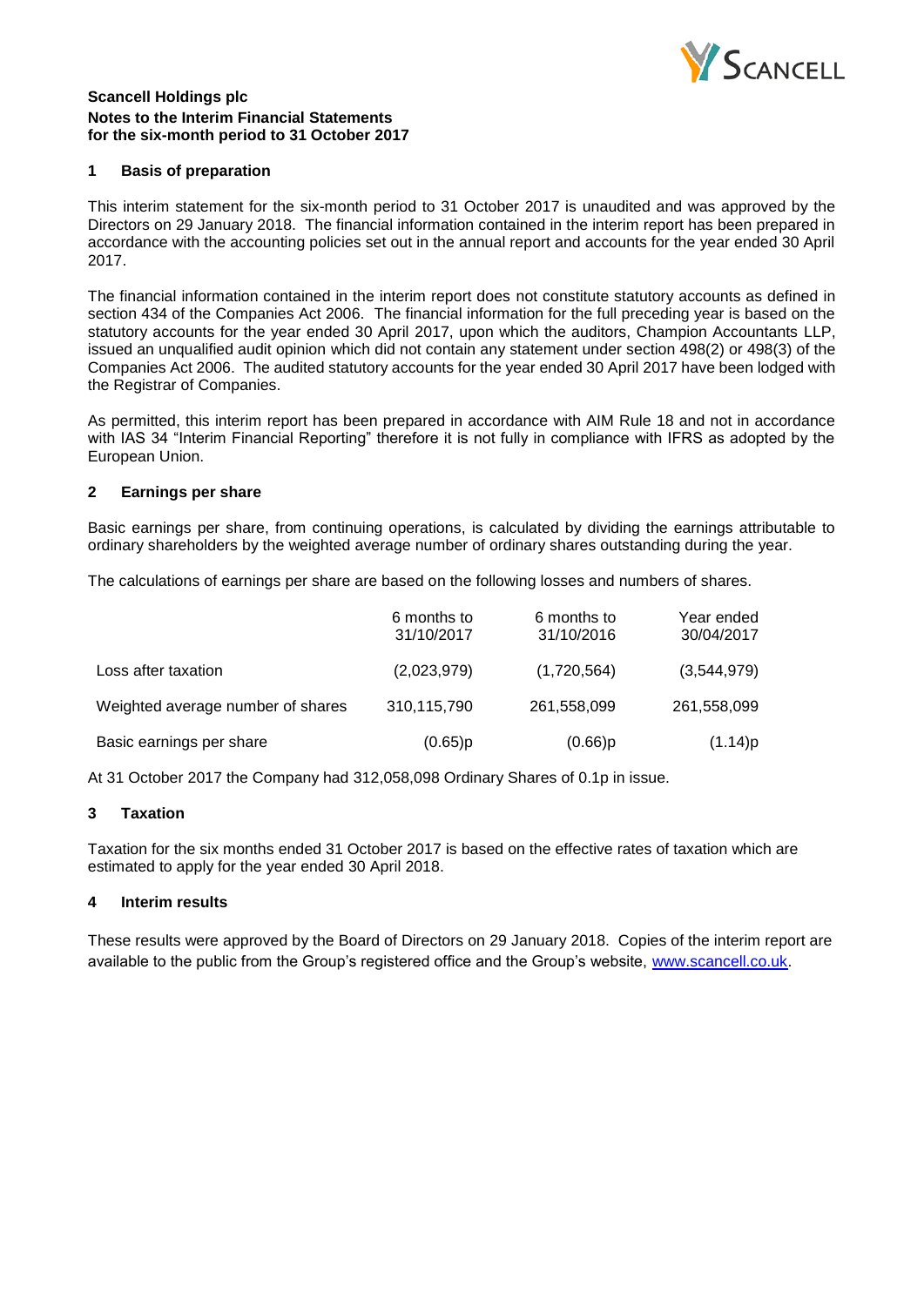**Scancell Holdings plc**
**Notes to the Interim Financial Statements**
**for the six-month period to 31 October 2017**

## 1 Basis of preparation

This interim statement for the six-month period to 31 October 2017 is unaudited and was approved by the Directors on 29 January 2018. The financial information contained in the interim report has been prepared in accordance with the accounting policies set out in the annual report and accounts for the year ended 30 April 2017.

The financial information contained in the interim report does not constitute statutory accounts as defined in section 434 of the Companies Act 2006. The financial information for the full preceding year is based on the statutory accounts for the year ended 30 April 2017, upon which the auditors, Champion Accountants LLP, issued an unqualified audit opinion which did not contain any statement under section 498(2) or 498(3) of the Companies Act 2006. The audited statutory accounts for the year ended 30 April 2017 have been lodged with the Registrar of Companies.

As permitted, this interim report has been prepared in accordance with AIM Rule 18 and not in accordance with IAS 34 "Interim Financial Reporting" therefore it is not fully in compliance with IFRS as adopted by the European Union.

## 2 Earnings per share

Basic earnings per share, from continuing operations, is calculated by dividing the earnings attributable to ordinary shareholders by the weighted average number of ordinary shares outstanding during the year.

The calculations of earnings per share are based on the following losses and numbers of shares.

| | 6 months to 31/10/2017 | 6 months to 31/10/2016 | Year ended 30/04/2017 |
|---|---|---|---|
| Loss after taxation | (2,023,979) | (1,720,564) | (3,544,979) |
| Weighted average number of shares | 310,115,790 | 261,558,099 | 261,558,099 |
| Basic earnings per share | (0.65)p | (0.66)p | (1.14)p |

At 31 October 2017 the Company had 312,058,098 Ordinary Shares of 0.1p in issue.

## 3 Taxation

Taxation for the six months ended 31 October 2017 is based on the effective rates of taxation which are estimated to apply for the year ended 30 April 2018.

## 4 Interim results

These results were approved by the Board of Directors on 29 January 2018. Copies of the interim report are available to the public from the Group's registered office and the Group's website, www.scancell.co.uk.